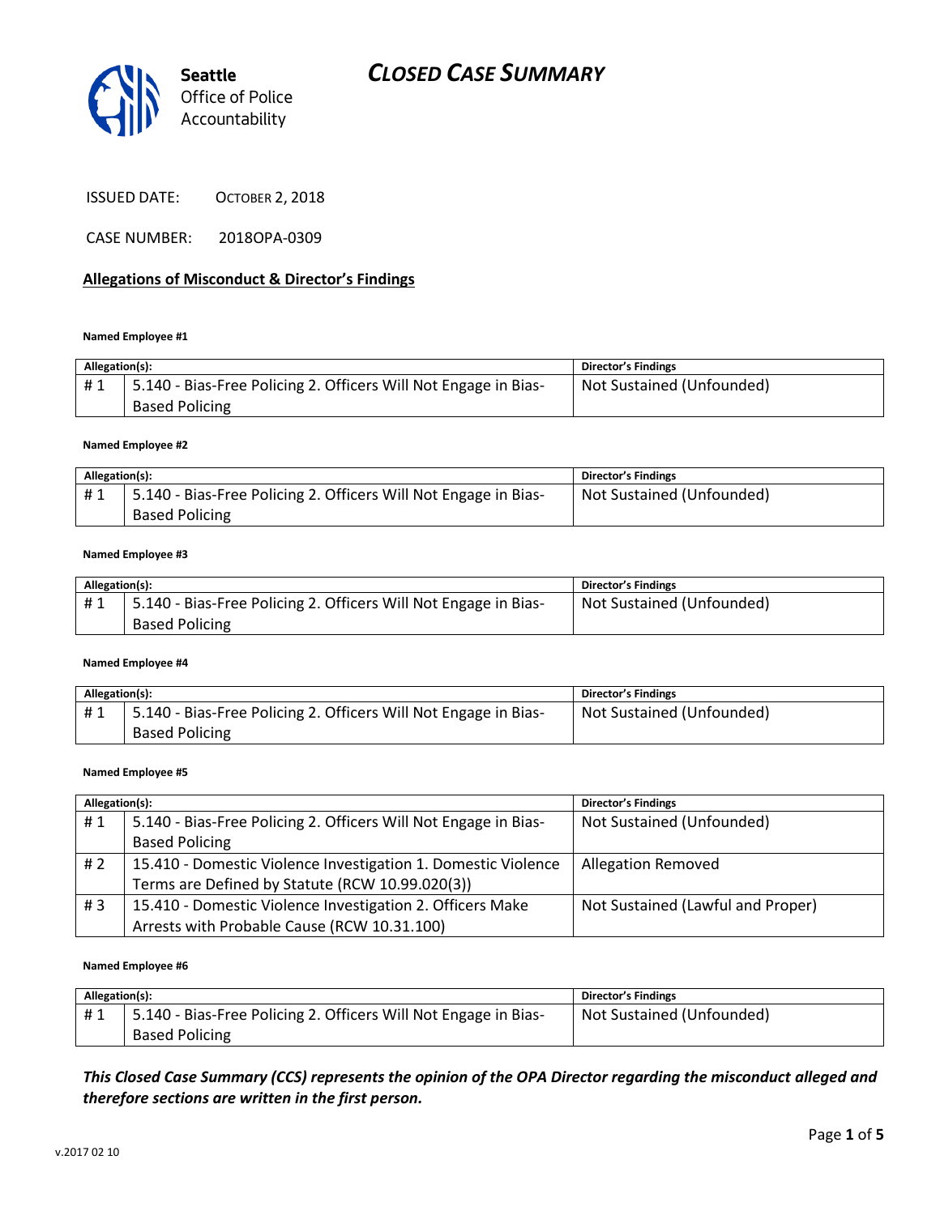Seattle Office of Police Accountability

# CLOSED CASE SUMMARY

ISSUED DATE: OCTOBER 2, 2018

CASE NUMBER: 2018OPA-0309

## Allegations of Misconduct & Director's Findings

**Named Employee #1**

| Allegation(s): | | Director's Findings |
|---|---|---|
| # 1 | 5.140 - Bias-Free Policing 2. Officers Will Not Engage in Bias-Based Policing | Not Sustained (Unfounded) |

**Named Employee #2**

| Allegation(s): | | Director's Findings |
|---|---|---|
| # 1 | 5.140 - Bias-Free Policing 2. Officers Will Not Engage in Bias-Based Policing | Not Sustained (Unfounded) |

**Named Employee #3**

| Allegation(s): | | Director's Findings |
|---|---|---|
| # 1 | 5.140 - Bias-Free Policing 2. Officers Will Not Engage in Bias-Based Policing | Not Sustained (Unfounded) |

**Named Employee #4**

| Allegation(s): | | Director's Findings |
|---|---|---|
| # 1 | 5.140 - Bias-Free Policing 2. Officers Will Not Engage in Bias-Based Policing | Not Sustained (Unfounded) |

**Named Employee #5**

| Allegation(s): | | Director's Findings |
|---|---|---|
| # 1 | 5.140 - Bias-Free Policing 2. Officers Will Not Engage in Bias-Based Policing | Not Sustained (Unfounded) |
| # 2 | 15.410 - Domestic Violence Investigation 1. Domestic Violence Terms are Defined by Statute (RCW 10.99.020(3)) | Allegation Removed |
| # 3 | 15.410 - Domestic Violence Investigation 2. Officers Make Arrests with Probable Cause (RCW 10.31.100) | Not Sustained (Lawful and Proper) |

**Named Employee #6**

| Allegation(s): | | Director's Findings |
|---|---|---|
| # 1 | 5.140 - Bias-Free Policing 2. Officers Will Not Engage in Bias-Based Policing | Not Sustained (Unfounded) |

***This Closed Case Summary (CCS) represents the opinion of the OPA Director regarding the misconduct alleged and therefore sections are written in the first person.***

v.2017 02 10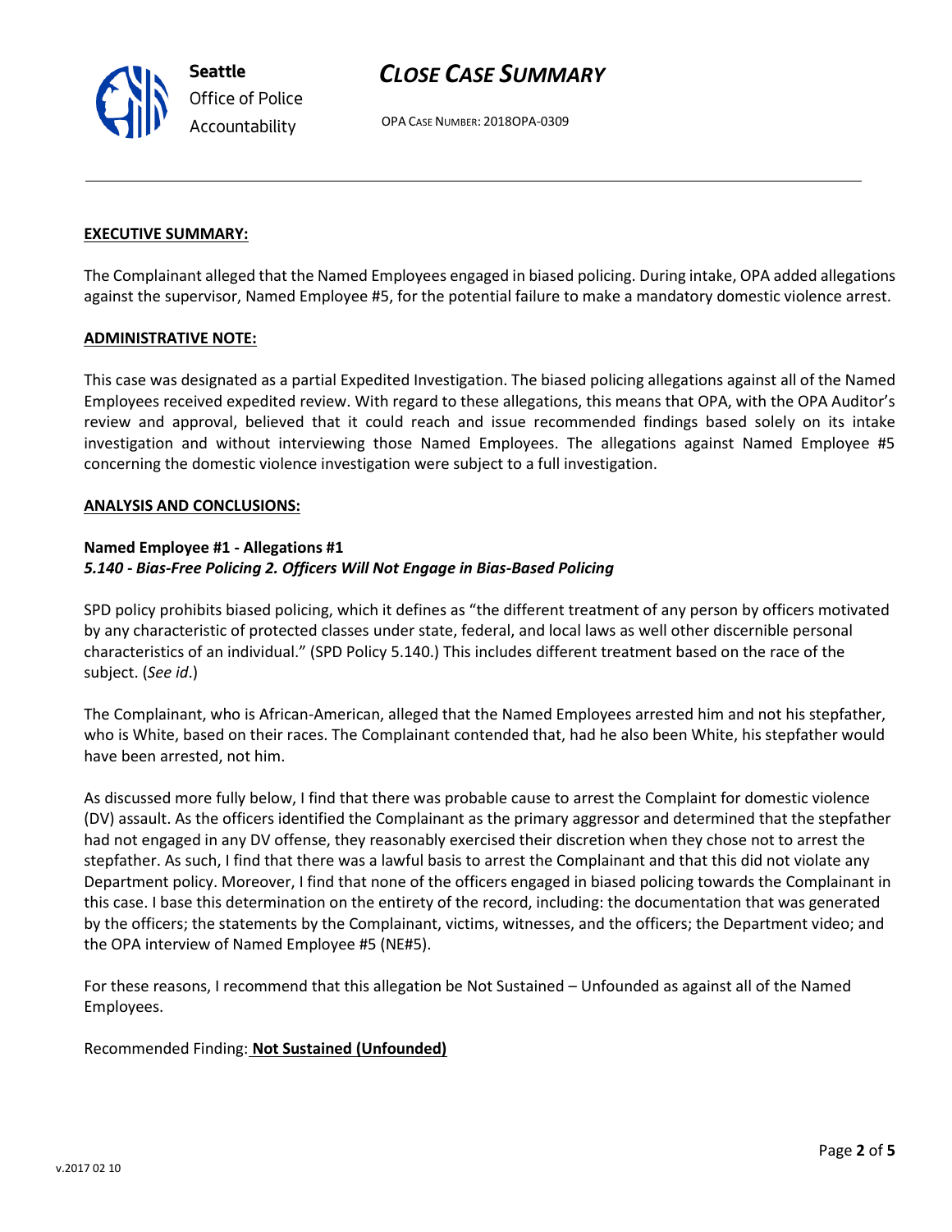**EXECUTIVE SUMMARY:**

The Complainant alleged that the Named Employees engaged in biased policing. During intake, OPA added allegations against the supervisor, Named Employee #5, for the potential failure to make a mandatory domestic violence arrest.

**ADMINISTRATIVE NOTE:**

This case was designated as a partial Expedited Investigation. The biased policing allegations against all of the Named Employees received expedited review. With regard to these allegations, this means that OPA, with the OPA Auditor's review and approval, believed that it could reach and issue recommended findings based solely on its intake investigation and without interviewing those Named Employees. The allegations against Named Employee #5 concerning the domestic violence investigation were subject to a full investigation.

**ANALYSIS AND CONCLUSIONS:**

**Named Employee #1 - Allegations #1**
***5.140 - Bias-Free Policing 2. Officers Will Not Engage in Bias-Based Policing***

SPD policy prohibits biased policing, which it defines as "the different treatment of any person by officers motivated by any characteristic of protected classes under state, federal, and local laws as well other discernible personal characteristics of an individual." (SPD Policy 5.140.) This includes different treatment based on the race of the subject. (*See id*.)

The Complainant, who is African-American, alleged that the Named Employees arrested him and not his stepfather, who is White, based on their races. The Complainant contended that, had he also been White, his stepfather would have been arrested, not him.

As discussed more fully below, I find that there was probable cause to arrest the Complaint for domestic violence (DV) assault. As the officers identified the Complainant as the primary aggressor and determined that the stepfather had not engaged in any DV offense, they reasonably exercised their discretion when they chose not to arrest the stepfather. As such, I find that there was a lawful basis to arrest the Complainant and that this did not violate any Department policy. Moreover, I find that none of the officers engaged in biased policing towards the Complainant in this case. I base this determination on the entirety of the record, including: the documentation that was generated by the officers; the statements by the Complainant, victims, witnesses, and the officers; the Department video; and the OPA interview of Named Employee #5 (NE#5).

For these reasons, I recommend that this allegation be Not Sustained – Unfounded as against all of the Named Employees.

Recommended Finding: **Not Sustained (Unfounded)**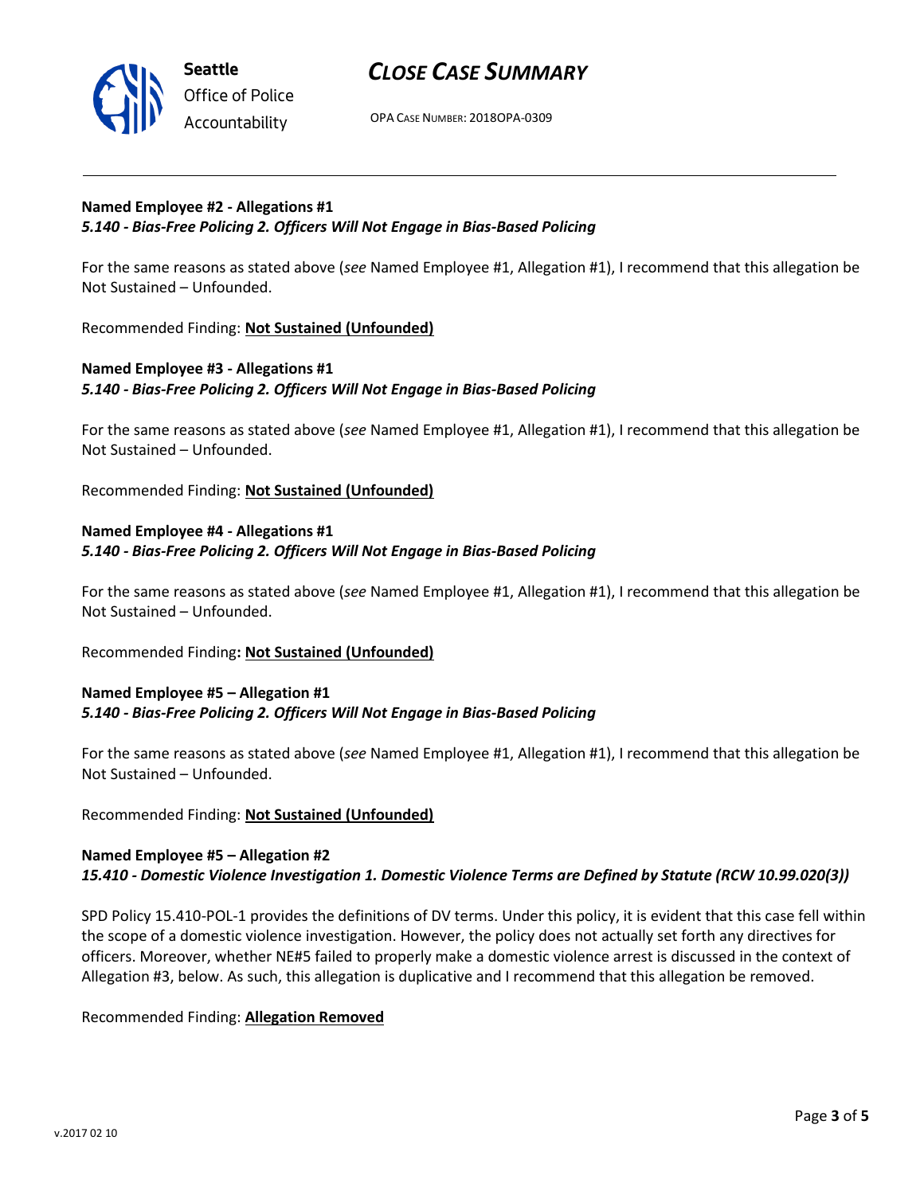**Named Employee #2 - Allegations #1**
***5.140 - Bias-Free Policing 2. Officers Will Not Engage in Bias-Based Policing***

For the same reasons as stated above (*see* Named Employee #1, Allegation #1), I recommend that this allegation be Not Sustained – Unfounded.

Recommended Finding: **Not Sustained (Unfounded)**

**Named Employee #3 - Allegations #1**
***5.140 - Bias-Free Policing 2. Officers Will Not Engage in Bias-Based Policing***

For the same reasons as stated above (*see* Named Employee #1, Allegation #1), I recommend that this allegation be Not Sustained – Unfounded.

Recommended Finding: **Not Sustained (Unfounded)**

**Named Employee #4 - Allegations #1**
***5.140 - Bias-Free Policing 2. Officers Will Not Engage in Bias-Based Policing***

For the same reasons as stated above (*see* Named Employee #1, Allegation #1), I recommend that this allegation be Not Sustained – Unfounded.

Recommended Finding**: Not Sustained (Unfounded)**

**Named Employee #5 – Allegation #1**
***5.140 - Bias-Free Policing 2. Officers Will Not Engage in Bias-Based Policing***

For the same reasons as stated above (*see* Named Employee #1, Allegation #1), I recommend that this allegation be Not Sustained – Unfounded.

Recommended Finding: **Not Sustained (Unfounded)**

**Named Employee #5 – Allegation #2**
***15.410 - Domestic Violence Investigation 1. Domestic Violence Terms are Defined by Statute (RCW 10.99.020(3))***

SPD Policy 15.410-POL-1 provides the definitions of DV terms. Under this policy, it is evident that this case fell within the scope of a domestic violence investigation. However, the policy does not actually set forth any directives for officers. Moreover, whether NE#5 failed to properly make a domestic violence arrest is discussed in the context of Allegation #3, below. As such, this allegation is duplicative and I recommend that this allegation be removed.

Recommended Finding: **Allegation Removed**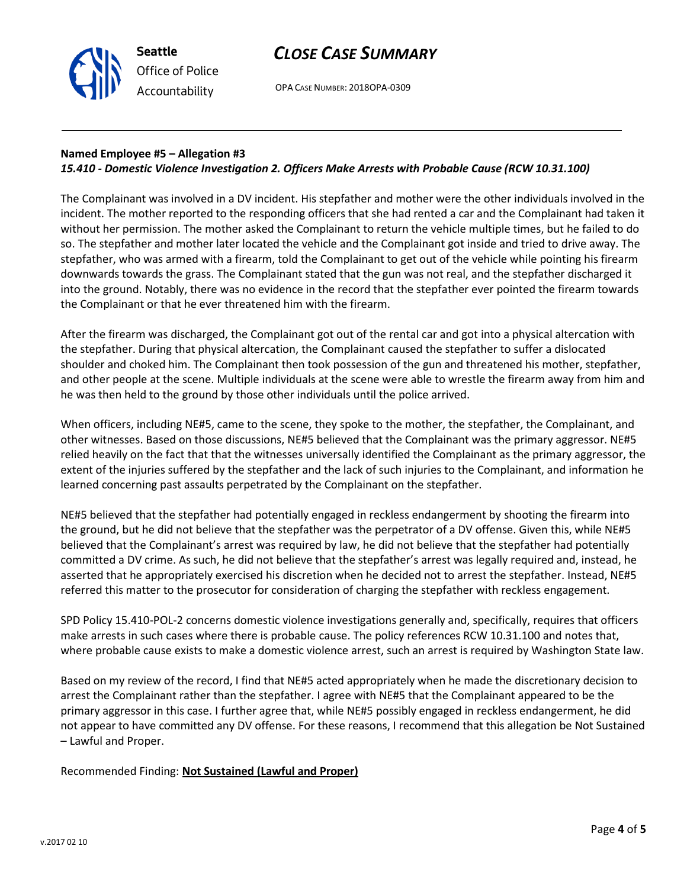**Named Employee #5 – Allegation #3**
***15.410 - Domestic Violence Investigation 2. Officers Make Arrests with Probable Cause (RCW 10.31.100)***

The Complainant was involved in a DV incident. His stepfather and mother were the other individuals involved in the incident. The mother reported to the responding officers that she had rented a car and the Complainant had taken it without her permission. The mother asked the Complainant to return the vehicle multiple times, but he failed to do so. The stepfather and mother later located the vehicle and the Complainant got inside and tried to drive away. The stepfather, who was armed with a firearm, told the Complainant to get out of the vehicle while pointing his firearm downwards towards the grass. The Complainant stated that the gun was not real, and the stepfather discharged it into the ground. Notably, there was no evidence in the record that the stepfather ever pointed the firearm towards the Complainant or that he ever threatened him with the firearm.

After the firearm was discharged, the Complainant got out of the rental car and got into a physical altercation with the stepfather. During that physical altercation, the Complainant caused the stepfather to suffer a dislocated shoulder and choked him. The Complainant then took possession of the gun and threatened his mother, stepfather, and other people at the scene. Multiple individuals at the scene were able to wrestle the firearm away from him and he was then held to the ground by those other individuals until the police arrived.

When officers, including NE#5, came to the scene, they spoke to the mother, the stepfather, the Complainant, and other witnesses. Based on those discussions, NE#5 believed that the Complainant was the primary aggressor. NE#5 relied heavily on the fact that that the witnesses universally identified the Complainant as the primary aggressor, the extent of the injuries suffered by the stepfather and the lack of such injuries to the Complainant, and information he learned concerning past assaults perpetrated by the Complainant on the stepfather.

NE#5 believed that the stepfather had potentially engaged in reckless endangerment by shooting the firearm into the ground, but he did not believe that the stepfather was the perpetrator of a DV offense. Given this, while NE#5 believed that the Complainant's arrest was required by law, he did not believe that the stepfather had potentially committed a DV crime. As such, he did not believe that the stepfather's arrest was legally required and, instead, he asserted that he appropriately exercised his discretion when he decided not to arrest the stepfather. Instead, NE#5 referred this matter to the prosecutor for consideration of charging the stepfather with reckless engagement.

SPD Policy 15.410-POL-2 concerns domestic violence investigations generally and, specifically, requires that officers make arrests in such cases where there is probable cause. The policy references RCW 10.31.100 and notes that, where probable cause exists to make a domestic violence arrest, such an arrest is required by Washington State law.

Based on my review of the record, I find that NE#5 acted appropriately when he made the discretionary decision to arrest the Complainant rather than the stepfather. I agree with NE#5 that the Complainant appeared to be the primary aggressor in this case. I further agree that, while NE#5 possibly engaged in reckless endangerment, he did not appear to have committed any DV offense. For these reasons, I recommend that this allegation be Not Sustained – Lawful and Proper.

Recommended Finding: **<u>Not Sustained (Lawful and Proper)</u>**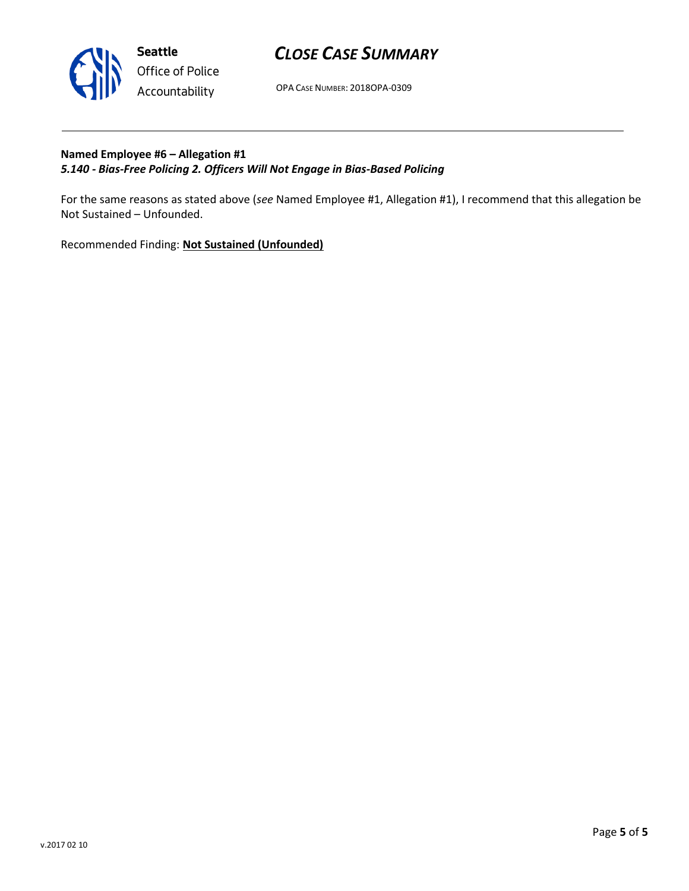**Named Employee #6 – Allegation #1**
***5.140 - Bias-Free Policing 2. Officers Will Not Engage in Bias-Based Policing***

For the same reasons as stated above (*see* Named Employee #1, Allegation #1), I recommend that this allegation be Not Sustained – Unfounded.

Recommended Finding: **Not Sustained (Unfounded)**